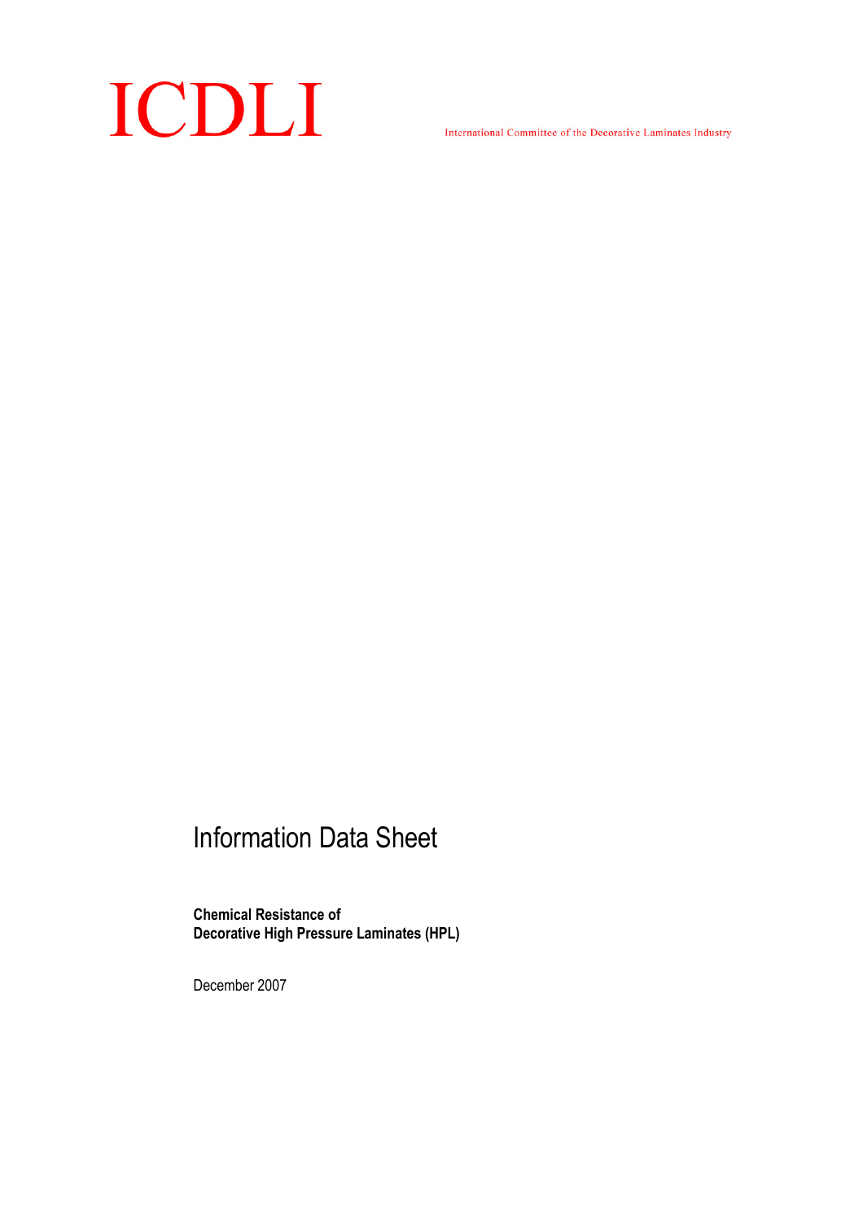# ICDLI

International Committee of the Decorative Laminates Industry

## Information Data Sheet

**Chemical Resistance of**
**Decorative High Pressure Laminates (HPL)**

December 2007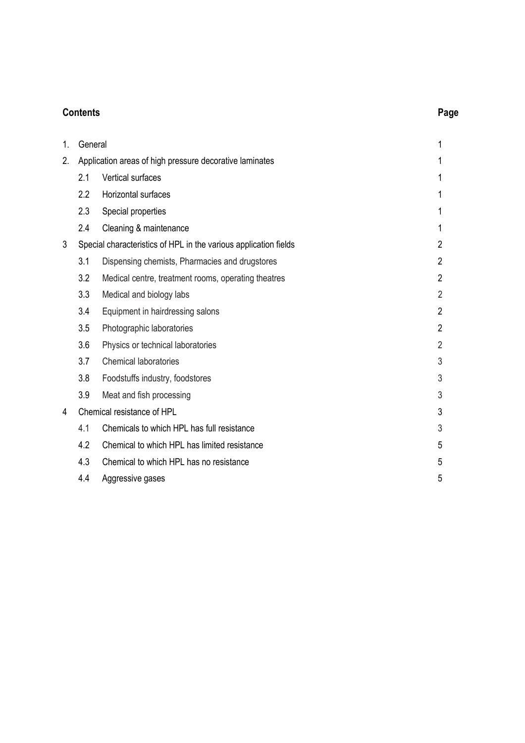## Contents

| | | | Page |
|---|---|---|---|
| 1. | General | | 1 |
| 2. | Application areas of high pressure decorative laminates | | 1 |
| | 2.1 | Vertical surfaces | 1 |
| | 2.2 | Horizontal surfaces | 1 |
| | 2.3 | Special properties | 1 |
| | 2.4 | Cleaning & maintenance | 1 |
| 3 | Special characteristics of HPL in the various application fields | | 2 |
| | 3.1 | Dispensing chemists, Pharmacies and drugstores | 2 |
| | 3.2 | Medical centre, treatment rooms, operating theatres | 2 |
| | 3.3 | Medical and biology labs | 2 |
| | 3.4 | Equipment in hairdressing salons | 2 |
| | 3.5 | Photographic laboratories | 2 |
| | 3.6 | Physics or technical laboratories | 2 |
| | 3.7 | Chemical laboratories | 3 |
| | 3.8 | Foodstuffs industry, foodstores | 3 |
| | 3.9 | Meat and fish processing | 3 |
| 4 | Chemical resistance of HPL | | 3 |
| | 4.1 | Chemicals to which HPL has full resistance | 3 |
| | 4.2 | Chemical to which HPL has limited resistance | 5 |
| | 4.3 | Chemical to which HPL has no resistance | 5 |
| | 4.4 | Aggressive gases | 5 |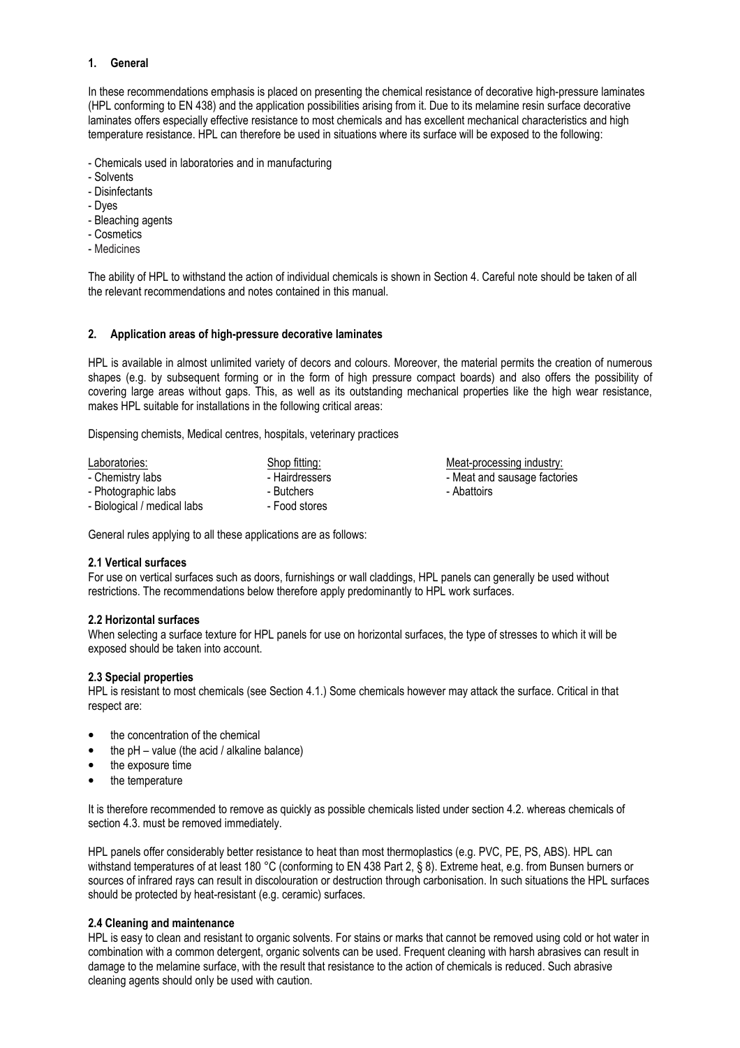## 1. General

In these recommendations emphasis is placed on presenting the chemical resistance of decorative high-pressure laminates (HPL conforming to EN 438) and the application possibilities arising from it. Due to its melamine resin surface decorative laminates offers especially effective resistance to most chemicals and has excellent mechanical characteristics and high temperature resistance. HPL can therefore be used in situations where its surface will be exposed to the following:

- Chemicals used in laboratories and in manufacturing
- Solvents
- Disinfectants
- Dyes
- Bleaching agents
- Cosmetics
- Medicines

The ability of HPL to withstand the action of individual chemicals is shown in Section 4. Careful note should be taken of all the relevant recommendations and notes contained in this manual.

## 2. Application areas of high-pressure decorative laminates

HPL is available in almost unlimited variety of decors and colours. Moreover, the material permits the creation of numerous shapes (e.g. by subsequent forming or in the form of high pressure compact boards) and also offers the possibility of covering large areas without gaps. This, as well as its outstanding mechanical properties like the high wear resistance, makes HPL suitable for installations in the following critical areas:

Dispensing chemists, Medical centres, hospitals, veterinary practices

Laboratories:
- Chemistry labs
- Photographic labs
- Biological / medical labs

Shop fitting:
- Hairdressers
- Butchers
- Food stores

Meat-processing industry:
- Meat and sausage factories
- Abattoirs

General rules applying to all these applications are as follows:

### 2.1 Vertical surfaces

For use on vertical surfaces such as doors, furnishings or wall claddings, HPL panels can generally be used without restrictions. The recommendations below therefore apply predominantly to HPL work surfaces.

### 2.2 Horizontal surfaces

When selecting a surface texture for HPL panels for use on horizontal surfaces, the type of stresses to which it will be exposed should be taken into account.

### 2.3 Special properties

HPL is resistant to most chemicals (see Section 4.1.) Some chemicals however may attack the surface. Critical in that respect are:

- the concentration of the chemical
- the pH – value (the acid / alkaline balance)
- the exposure time
- the temperature

It is therefore recommended to remove as quickly as possible chemicals listed under section 4.2. whereas chemicals of section 4.3. must be removed immediately.

HPL panels offer considerably better resistance to heat than most thermoplastics (e.g. PVC, PE, PS, ABS). HPL can withstand temperatures of at least 180 °C (conforming to EN 438 Part 2, § 8). Extreme heat, e.g. from Bunsen burners or sources of infrared rays can result in discolouration or destruction through carbonisation. In such situations the HPL surfaces should be protected by heat-resistant (e.g. ceramic) surfaces.

### 2.4 Cleaning and maintenance

HPL is easy to clean and resistant to organic solvents. For stains or marks that cannot be removed using cold or hot water in combination with a common detergent, organic solvents can be used. Frequent cleaning with harsh abrasives can result in damage to the melamine surface, with the result that resistance to the action of chemicals is reduced. Such abrasive cleaning agents should only be used with caution.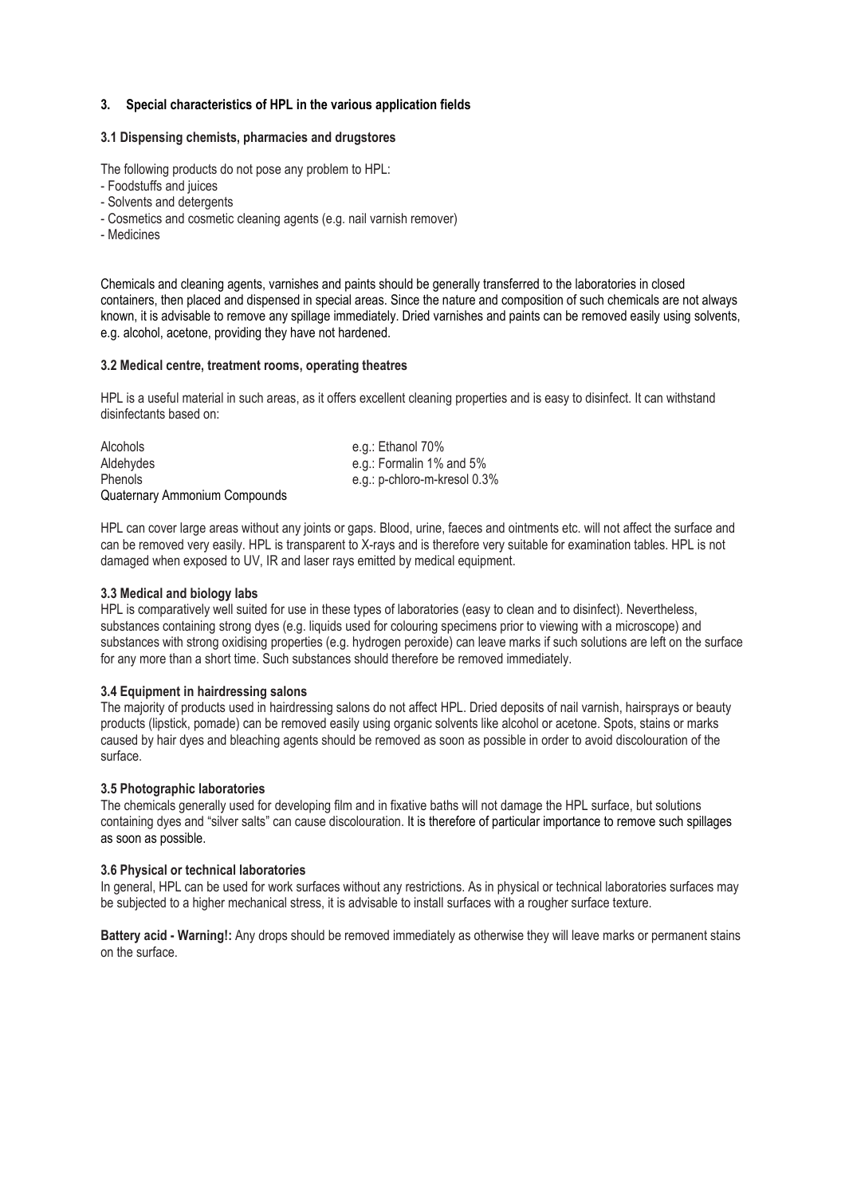## 3. Special characteristics of HPL in the various application fields

### 3.1 Dispensing chemists, pharmacies and drugstores

The following products do not pose any problem to HPL:

- Foodstuffs and juices
- Solvents and detergents
- Cosmetics and cosmetic cleaning agents (e.g. nail varnish remover)
- Medicines

Chemicals and cleaning agents, varnishes and paints should be generally transferred to the laboratories in closed containers, then placed and dispensed in special areas. Since the nature and composition of such chemicals are not always known, it is advisable to remove any spillage immediately. Dried varnishes and paints can be removed easily using solvents, e.g. alcohol, acetone, providing they have not hardened.

### 3.2 Medical centre, treatment rooms, operating theatres

HPL is a useful material in such areas, as it offers excellent cleaning properties and is easy to disinfect. It can withstand disinfectants based on:

| | |
|---|---|
| Alcohols | e.g.: Ethanol 70% |
| Aldehydes | e.g.: Formalin 1% and 5% |
| Phenols | e.g.: p-chloro-m-kresol 0.3% |
| Quaternary Ammonium Compounds | |

HPL can cover large areas without any joints or gaps. Blood, urine, faeces and ointments etc. will not affect the surface and can be removed very easily. HPL is transparent to X-rays and is therefore very suitable for examination tables. HPL is not damaged when exposed to UV, IR and laser rays emitted by medical equipment.

### 3.3 Medical and biology labs

HPL is comparatively well suited for use in these types of laboratories (easy to clean and to disinfect). Nevertheless, substances containing strong dyes (e.g. liquids used for colouring specimens prior to viewing with a microscope) and substances with strong oxidising properties (e.g. hydrogen peroxide) can leave marks if such solutions are left on the surface for any more than a short time. Such substances should therefore be removed immediately.

### 3.4 Equipment in hairdressing salons

The majority of products used in hairdressing salons do not affect HPL. Dried deposits of nail varnish, hairsprays or beauty products (lipstick, pomade) can be removed easily using organic solvents like alcohol or acetone. Spots, stains or marks caused by hair dyes and bleaching agents should be removed as soon as possible in order to avoid discolouration of the surface.

### 3.5 Photographic laboratories

The chemicals generally used for developing film and in fixative baths will not damage the HPL surface, but solutions containing dyes and "silver salts" can cause discolouration. It is therefore of particular importance to remove such spillages as soon as possible.

### 3.6 Physical or technical laboratories

In general, HPL can be used for work surfaces without any restrictions. As in physical or technical laboratories surfaces may be subjected to a higher mechanical stress, it is advisable to install surfaces with a rougher surface texture.

**Battery acid - Warning!:** Any drops should be removed immediately as otherwise they will leave marks or permanent stains on the surface.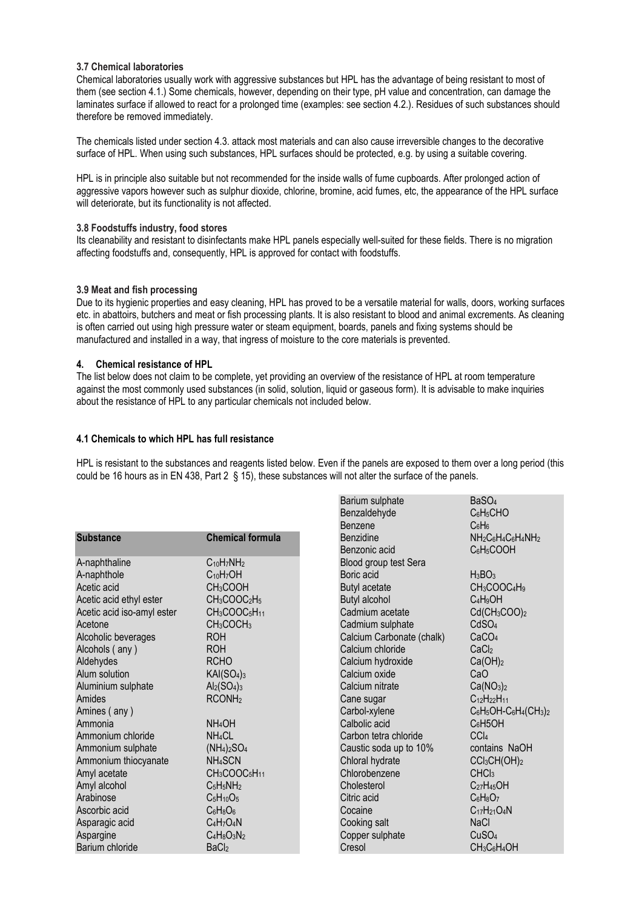### 3.7 Chemical laboratories

Chemical laboratories usually work with aggressive substances but HPL has the advantage of being resistant to most of them (see section 4.1.) Some chemicals, however, depending on their type, pH value and concentration, can damage the laminates surface if allowed to react for a prolonged time (examples: see section 4.2.). Residues of such substances should therefore be removed immediately.

The chemicals listed under section 4.3. attack most materials and can also cause irreversible changes to the decorative surface of HPL. When using such substances, HPL surfaces should be protected, e.g. by using a suitable covering.

HPL is in principle also suitable but not recommended for the inside walls of fume cupboards. After prolonged action of aggressive vapors however such as sulphur dioxide, chlorine, bromine, acid fumes, etc, the appearance of the HPL surface will deteriorate, but its functionality is not affected.

### 3.8 Foodstuffs industry, food stores

Its cleanability and resistant to disinfectants make HPL panels especially well-suited for these fields. There is no migration affecting foodstuffs and, consequently, HPL is approved for contact with foodstuffs.

### 3.9 Meat and fish processing

Due to its hygienic properties and easy cleaning, HPL has proved to be a versatile material for walls, doors, working surfaces etc. in abattoirs, butchers and meat or fish processing plants. It is also resistant to blood and animal excrements. As cleaning is often carried out using high pressure water or steam equipment, boards, panels and fixing systems should be manufactured and installed in a way, that ingress of moisture to the core materials is prevented.

## 4. Chemical resistance of HPL

The list below does not claim to be complete, yet providing an overview of the resistance of HPL at room temperature against the most commonly used substances (in solid, solution, liquid or gaseous form). It is advisable to make inquiries about the resistance of HPL to any particular chemicals not included below.

### 4.1 Chemicals to which HPL has full resistance

HPL is resistant to the substances and reagents listed below. Even if the panels are exposed to them over a long period (this could be 16 hours as in EN 438, Part 2 § 15), these substances will not alter the surface of the panels.

| Substance | Chemical formula |
|---|---|
| A-naphthaline | $C_{10}H_7NH_2$ |
| A-naphthole | $C_{10}H_7OH$ |
| Acetic acid | $CH_3COOH$ |
| Acetic acid ethyl ester | $CH_3COOC_2H_5$ |
| Acetic acid iso-amyl ester | $CH_3COOC_5H_{11}$ |
| Acetone | $CH_3COCH_3$ |
| Alcoholic beverages | ROH |
| Alcohols ( any ) | ROH |
| Aldehydes | RCHO |
| Alum solution | $KAl(SO_4)_3$ |
| Aluminium sulphate | $Al_2(SO_4)_3$ |
| Amides | $RCONH_2$ |
| Amines ( any ) | |
| Ammonia | $NH_4OH$ |
| Ammonium chloride | $NH_4CL$ |
| Ammonium sulphate | $(NH_4)_2SO_4$ |
| Ammonium thiocyanate | $NH_4SCN$ |
| Amyl acetate | $CH_3COOC_5H_{11}$ |
| Amyl alcohol | $C_5H_5NH_2$ |
| Arabinose | $C_5H_{10}O_5$ |
| Ascorbic acid | $C_6H_8O_6$ |
| Asparagic acid | $C_4H_7O_4N$ |
| Aspargine | $C_4H_8O_3N_2$ |
| Barium chloride | $BaCl_2$ |
| Barium sulphate | $BaSO_4$ |
| Benzaldehyde | $C_6H_5CHO$ |
| Benzene | $C_6H_6$ |
| Benzidine | $NH_2C_6H_4C_6H_4NH_2$ |
| Benzonic acid | $C_6H_5COOH$ |
| Blood group test Sera | |
| Boric acid | $H_3BO_3$ |
| Butyl acetate | $CH_3COOC_4H_9$ |
| Butyl alcohol | $C_4H_9OH$ |
| Cadmium acetate | $Cd(CH_3COO)_2$ |
| Cadmium sulphate | $CdSO_4$ |
| Calcium Carbonate (chalk) | $CaCO_4$ |
| Calcium chloride | $CaCl_2$ |
| Calcium hydroxide | $Ca(OH)_2$ |
| Calcium oxide | CaO |
| Calcium nitrate | $Ca(NO_3)_2$ |
| Cane sugar | $C_{12}H_{22}H_{11}$ |
| Carbol-xylene | $C_6H_5OH\text{-}C_6H_4(CH_3)_2$ |
| Calbolic acid | $C_6H5OH$ |
| Carbon tetra chloride | $CCl_4$ |
| Caustic soda up to 10% | contains NaOH |
| Chloral hydrate | $CCl_3CH(OH)_2$ |
| Chlorobenzene | $CHCl_3$ |
| Cholesterol | $C_{27}H_{45}OH$ |
| Citric acid | $C_6H_8O_7$ |
| Cocaine | $C_{17}H_{21}O_4N$ |
| Cooking salt | NaCl |
| Copper sulphate | $CuSO_4$ |
| Cresol | $CH_3C_6H_4OH$ |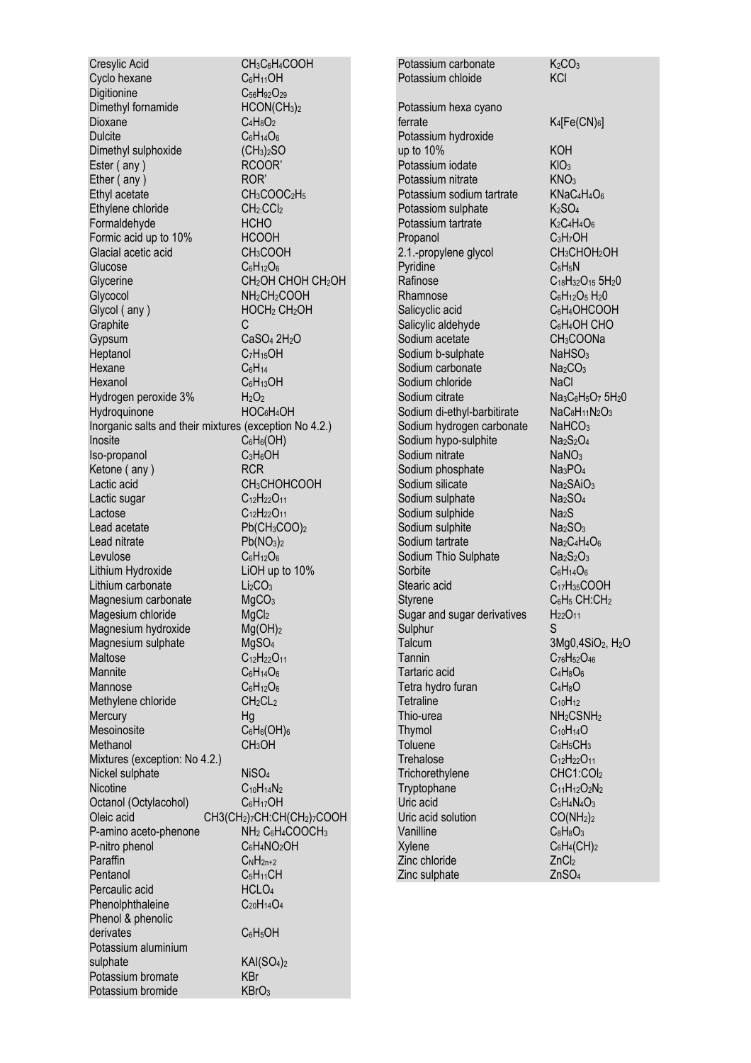| | |
|---|---|
| Cresylic Acid | $CH_3C_6H_4COOH$ |
| Cyclo hexane | $C_6H_{11}OH$ |
| Digitionine | $C_{56}H_{92}O_{29}$ |
| Dimethyl fornamide | $HCON(CH_3)_2$ |
| Dioxane | $C_4H_8O_2$ |
| Dulcite | $C_6H_{14}O_6$ |
| Dimethyl sulphoxide | $(CH_3)_2SO$ |
| Ester ( any ) | RCOOR' |
| Ether ( any ) | ROR' |
| Ethyl acetate | $CH_3COOC_2H_5$ |
| Ethylene chloride | $CH_2{:}CCl_2$ |
| Formaldehyde | HCHO |
| Formic acid up to 10% | HCOOH |
| Glacial acetic acid | $CH_3COOH$ |
| Glucose | $C_6H_{12}O_6$ |
| Glycerine | $CH_2OH$ CHOH $CH_2OH$ |
| Glycocol | $NH_2CH_2COOH$ |
| Glycol ( any ) | $HOCH_2$ $CH_2OH$ |
| Graphite | C |
| Gypsum | $CaSO_4$ $2H_2O$ |
| Heptanol | $C_7H_{15}OH$ |
| Hexane | $C_6H_{14}$ |
| Hexanol | $C_6H_{13}OH$ |
| Hydrogen peroxide 3% | $H_2O_2$ |
| Hydroquinone | $HOC_6H_4OH$ |
| Inorganic salts and their mixtures (exception No 4.2.) | |
| Inosite | $C_6H_6(OH)$ |
| Iso-propanol | $C_3H_6OH$ |
| Ketone ( any ) | RCR |
| Lactic acid | $CH_3CHOHCOOH$ |
| Lactic sugar | $C_{12}H_{22}O_{11}$ |
| Lactose | $C_{12}H_{22}O_{11}$ |
| Lead acetate | $Pb(CH_3COO)_2$ |
| Lead nitrate | $Pb(NO_3)_2$ |
| Levulose | $C_6H_{12}O_6$ |
| Lithium Hydroxide | LiOH up to 10% |
| Lithium carbonate | $Li_2CO_3$ |
| Magnesium carbonate | $MgCO_3$ |
| Magesium chloride | $MgCl_2$ |
| Magnesium hydroxide | $Mg(OH)_2$ |
| Magnesium sulphate | $MgSO_4$ |
| Maltose | $C_{12}H_{22}O_{11}$ |
| Mannite | $C_6H_{14}O_6$ |
| Mannose | $C_6H_{12}O_6$ |
| Methylene chloride | $CH_2CL_2$ |
| Mercury | Hg |
| Mesoinosite | $C_6H_6(OH)_6$ |
| Methanol | $CH_3OH$ |
| Mixtures (exception: No 4.2.) | |
| Nickel sulphate | $NiSO_4$ |
| Nicotine | $C_{10}H_{14}N_2$ |
| Octanol (Octylacohol) | $C_6H_{17}OH$ |
| Oleic acid | CH3(CH2)7CH:CH(CH2)7COOH |
| P-amino aceto-phenone | $NH_2$ $C_6H_4COOCH_3$ |
| P-nitro phenol | $C_6H_4NO_2OH$ |
| Paraffin | $C_NH_{2n+2}$ |
| Pentanol | $C_5H_{11}CH$ |
| Percaulic acid | $HCLO_4$ |
| Phenolphthaleine | $C_{20}H_{14}O_4$ |
| Phenol & phenolic derivates | $C_6H_5OH$ |
| Potassium aluminium sulphate | $KAl(SO_4)_2$ |
| Potassium bromate | KBr |
| Potassium bromide | $KBrO_3$ |
| Potassium carbonate | $K_2CO_3$ |
| Potassium chloide | KCl |
| Potassium hexa cyano ferrate | $K_4[Fe(CN)_6]$ |
| Potassium hydroxide up to 10% | KOH |
| Potassium iodate | $KIO_3$ |
| Potassium nitrate | $KNO_3$ |
| Potassium sodium tartrate | $KNaC_4H_4O_6$ |
| Potassiom sulphate | $K_2SO_4$ |
| Potassium tartrate | $K_2C_4H_4O_6$ |
| Propanol | $C_3H_7OH$ |
| 2.1.-propylene glycol | $CH_3CHOH_2OH$ |
| Pyridine | $C_5H_5N$ |
| Rafinose | $C_{18}H_{32}O_{15}$ $5H_20$ |
| Rhamnose | $C_6H_{12}O_5$ $H_20$ |
| Salicyclic acid | $C_6H_4OHCOOH$ |
| Salicylic aldehyde | $C_6H_4OH$ CHO |
| Sodium acetate | $CH_3COONa$ |
| Sodium b-sulphate | $NaHSO_3$ |
| Sodium carbonate | $Na_2CO_3$ |
| Sodium chloride | NaCl |
| Sodium citrate | $Na_3C_6H_5O_7$ $5H_20$ |
| Sodium di-ethyl-barbitirate | $NaC_8H_{11}N_2O_3$ |
| Sodium hydrogen carbonate | $NaHCO_3$ |
| Sodium hypo-sulphite | $Na_2S_2O_4$ |
| Sodium nitrate | $NaNO_3$ |
| Sodium phosphate | $Na_3PO_4$ |
| Sodium silicate | $Na_2SAiO_3$ |
| Sodium sulphate | $Na_2SO_4$ |
| Sodium sulphide | $Na_2S$ |
| Sodium sulphite | $Na_2SO_3$ |
| Sodium tartrate | $Na_2C_4H_4O_6$ |
| Sodium Thio Sulphate | $Na_2S_2O_3$ |
| Sorbite | $C_6H_{14}O_6$ |
| Stearic acid | $C_{17}H_{35}COOH$ |
| Styrene | $C_6H_5$ $CH{:}CH_2$ |
| Sugar and sugar derivatives | $H_{22}O_{11}$ |
| Sulphur | S |
| Talcum | $3Mg0{,}4SiO_2$, $H_2O$ |
| Tannin | $C_{76}H_{52}O_{46}$ |
| Tartaric acid | $C_4H_8O_6$ |
| Tetra hydro furan | $C_4H_8O$ |
| Tetraline | $C_{10}H_{12}$ |
| Thio-urea | $NH_2CSNH_2$ |
| Thymol | $C_{10}H_{14}O$ |
| Toluene | $C_6H_5CH_3$ |
| Trehalose | $C_{12}H_{22}O_{11}$ |
| Trichorethylene | $CHC1{:}COl_2$ |
| Tryptophane | $C_{11}H_{12}O_2N_2$ |
| Uric acid | $C_5H_4N_4O_3$ |
| Uric acid solution | $CO(NH_2)_2$ |
| Vanilline | $C_8H_8O_3$ |
| Xylene | $C_6H_4(CH)_2$ |
| Zinc chloride | $ZnCl_2$ |
| Zinc sulphate | $ZnSO_4$ |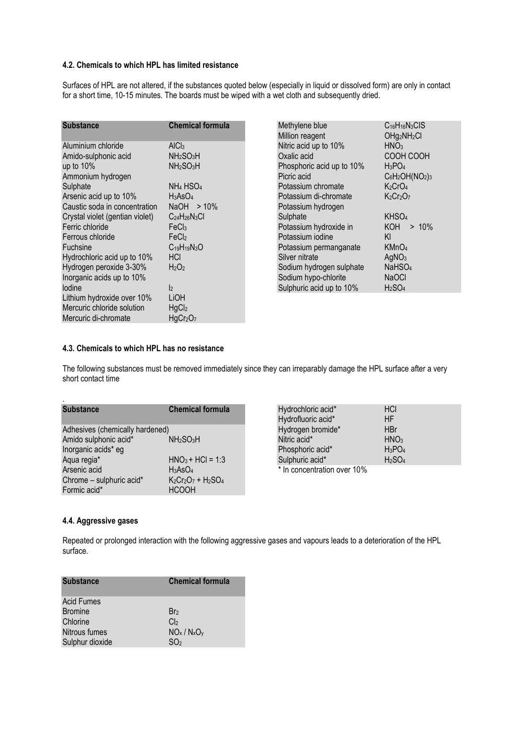#### 4.2. Chemicals to which HPL has limited resistance

Surfaces of HPL are not altered, if the substances quoted below (especially in liquid or dissolved form) are only in contact for a short time, 10-15 minutes. The boards must be wiped with a wet cloth and subsequently dried.

| Substance | Chemical formula |
|---|---|
| Aluminium chloride | $AlCl_3$ |
| Amido-sulphonic acid | $NH_2SO_3H$ |
| up to 10% | $NH_2SO_3H$ |
| Ammonium hydrogen Sulphate | $NH_4\ HSO_4$ |
| Arsenic acid up to 10% | $H_3AsO_4$ |
| Caustic soda in concentration | NaOH > 10% |
| Crystal violet (gentian violet) | $C_{24}H_{26}N_3Cl$ |
| Ferric chloride | $FeCl_3$ |
| Ferrous chloride | $FeCl_2$ |
| Fuchsine | $C_{19}H_{19}N_3O$ |
| Hydrochloric acid up to 10% | HCl |
| Hydrogen peroxide 3-30% | $H_2O_2$ |
| Inorganic acids up to 10% | |
| Iodine | $I_2$ |
| Lithium hydroxide over 10% | LiOH |
| Mercuric chloride solution | $HgCl_2$ |
| Mercuric di-chromate | $HgCr_2O_7$ |
| Methylene blue | $C_{16}H_{16}N_3ClS$ |
| Million reagent | $OHg_2NH_2Cl$ |
| Nitric acid up to 10% | $HNO_3$ |
| Oxalic acid | COOH COOH |
| Phosphoric acid up to 10% | $H_3PO_4$ |
| Picric acid | $C_6H_2OH(NO_2)_3$ |
| Potassium chromate | $K_2CrO_4$ |
| Potassium di-chromate | $K_2Cr_2O_7$ |
| Potassium hydrogen Sulphate | $KHSO_4$ |
| Potassium hydroxide in | KOH > 10% |
| Potassium iodine | KI |
| Potassium permanganate | $KMnO_4$ |
| Silver nitrate | $AgNO_3$ |
| Sodium hydrogen sulphate | $NaHSO_4$ |
| Sodium hypo-chlorite | NaOCl |
| Sulphuric acid up to 10% | $H_2SO_4$ |

#### 4.3. Chemicals to which HPL has no resistance

The following substances must be removed immediately since they can irreparably damage the HPL surface after a very short contact time

| Substance | Chemical formula |
|---|---|
| Adhesives (chemically hardened) | |
| Amido sulphonic acid* | $NH_2SO_3H$ |
| Inorganic acids* eg | |
| Aqua regia* | $HNO_3 + HCl = 1:3$ |
| Arsenic acid | $H_3AsO_4$ |
| Chrome – sulphuric acid* | $K_2Cr_2O_7 + H_2SO_4$ |
| Formic acid* | HCOOH |
| Hydrochloric acid* | HCl |
| Hydrofluoric acid* | HF |
| Hydrogen bromide* | HBr |
| Nitric acid* | $HNO_3$ |
| Phosphoric acid* | $H_3PO_4$ |
| Sulphuric acid* | $H_2SO_4$ |

* In concentration over 10%

#### 4.4. Aggressive gases

Repeated or prolonged interaction with the following aggressive gases and vapours leads to a deterioration of the HPL surface.

| Substance | Chemical formula |
|---|---|
| Acid Fumes | |
| Bromine | $Br_2$ |
| Chlorine | $Cl_2$ |
| Nitrous fumes | $NO_x$ / $N_xO_y$ |
| Sulphur dioxide | $SO_2$ |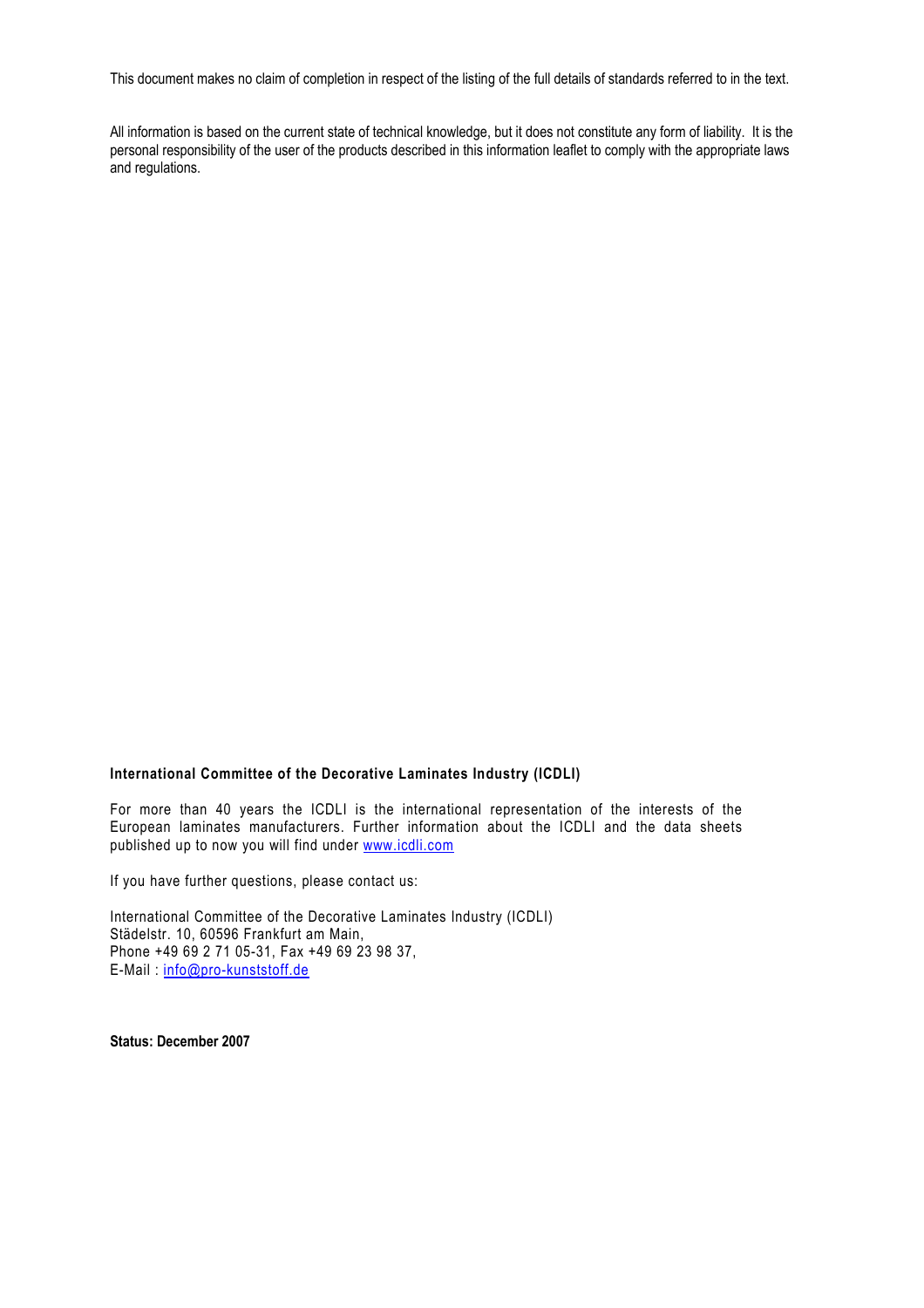This document makes no claim of completion in respect of the listing of the full details of standards referred to in the text.

All information is based on the current state of technical knowledge, but it does not constitute any form of liability. It is the personal responsibility of the user of the products described in this information leaflet to comply with the appropriate laws and regulations.

**International Committee of the Decorative Laminates Industry (ICDLI)**

For more than 40 years the ICDLI is the international representation of the interests of the European laminates manufacturers. Further information about the ICDLI and the data sheets published up to now you will find under www.icdli.com

If you have further questions, please contact us:

International Committee of the Decorative Laminates Industry (ICDLI)
Städelstr. 10, 60596 Frankfurt am Main,
Phone +49 69 2 71 05-31, Fax +49 69 23 98 37,
E-Mail : info@pro-kunststoff.de

**Status: December 2007**